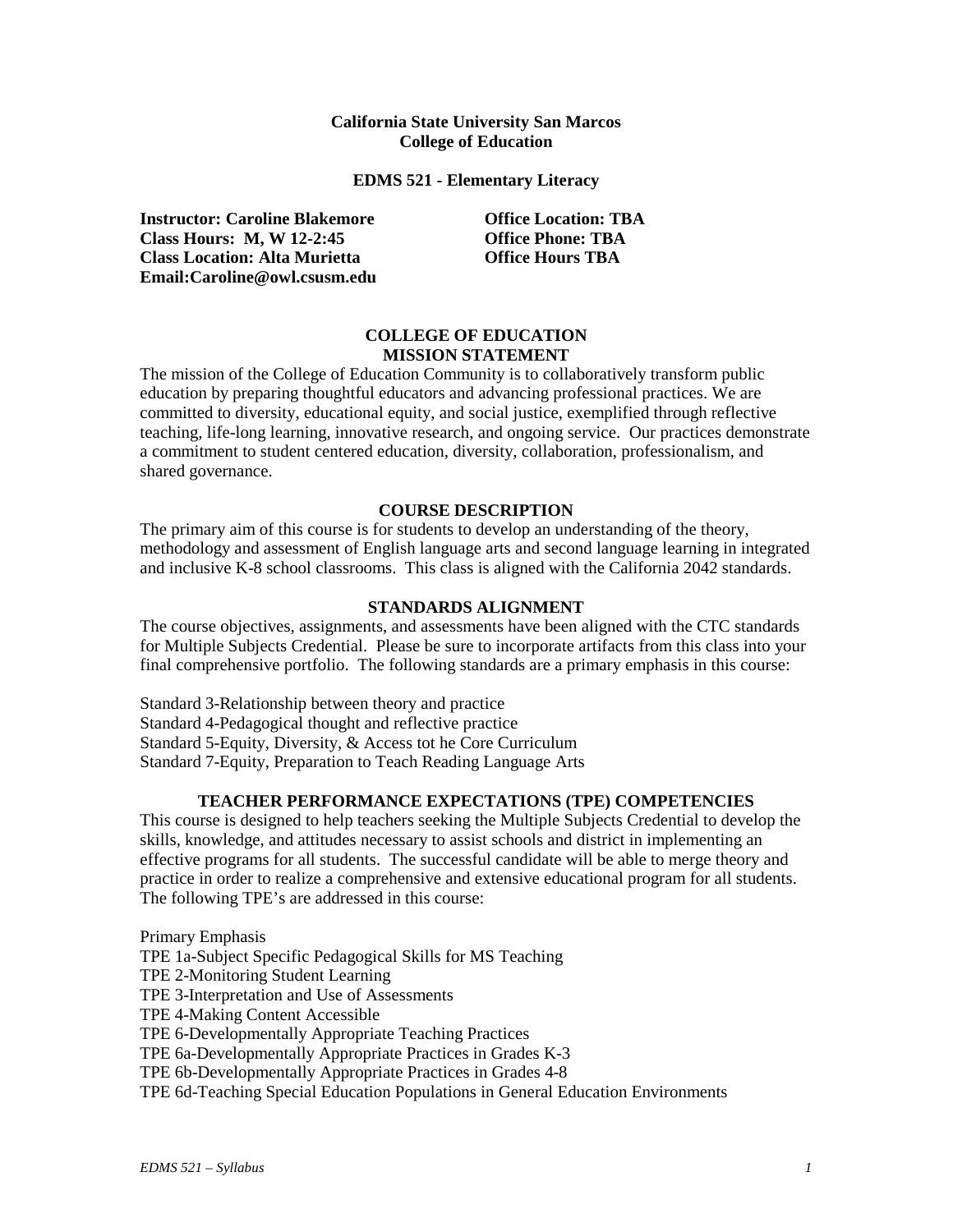**California State University San Marcos**
**College of Education**

**EDMS 521 - Elementary Literacy**

**Instructor: Caroline Blakemore**
**Class Hours: M, W 12-2:45**
**Class Location: Alta Murietta**
**Email:Caroline@owl.csusm.edu**

**Office Location: TBA**
**Office Phone: TBA**
**Office Hours TBA**

## COLLEGE OF EDUCATION MISSION STATEMENT

The mission of the College of Education Community is to collaboratively transform public education by preparing thoughtful educators and advancing professional practices. We are committed to diversity, educational equity, and social justice, exemplified through reflective teaching, life-long learning, innovative research, and ongoing service. Our practices demonstrate a commitment to student centered education, diversity, collaboration, professionalism, and shared governance.

## COURSE DESCRIPTION

The primary aim of this course is for students to develop an understanding of the theory, methodology and assessment of English language arts and second language learning in integrated and inclusive K-8 school classrooms. This class is aligned with the California 2042 standards.

## STANDARDS ALIGNMENT

The course objectives, assignments, and assessments have been aligned with the CTC standards for Multiple Subjects Credential. Please be sure to incorporate artifacts from this class into your final comprehensive portfolio. The following standards are a primary emphasis in this course:

Standard 3-Relationship between theory and practice
Standard 4-Pedagogical thought and reflective practice
Standard 5-Equity, Diversity, & Access tot he Core Curriculum
Standard 7-Equity, Preparation to Teach Reading Language Arts

## TEACHER PERFORMANCE EXPECTATIONS (TPE) COMPETENCIES

This course is designed to help teachers seeking the Multiple Subjects Credential to develop the skills, knowledge, and attitudes necessary to assist schools and district in implementing an effective programs for all students. The successful candidate will be able to merge theory and practice in order to realize a comprehensive and extensive educational program for all students. The following TPE's are addressed in this course:

Primary Emphasis
TPE 1a-Subject Specific Pedagogical Skills for MS Teaching
TPE 2-Monitoring Student Learning
TPE 3-Interpretation and Use of Assessments
TPE 4-Making Content Accessible
TPE 6-Developmentally Appropriate Teaching Practices
TPE 6a-Developmentally Appropriate Practices in Grades K-3
TPE 6b-Developmentally Appropriate Practices in Grades 4-8
TPE 6d-Teaching Special Education Populations in General Education Environments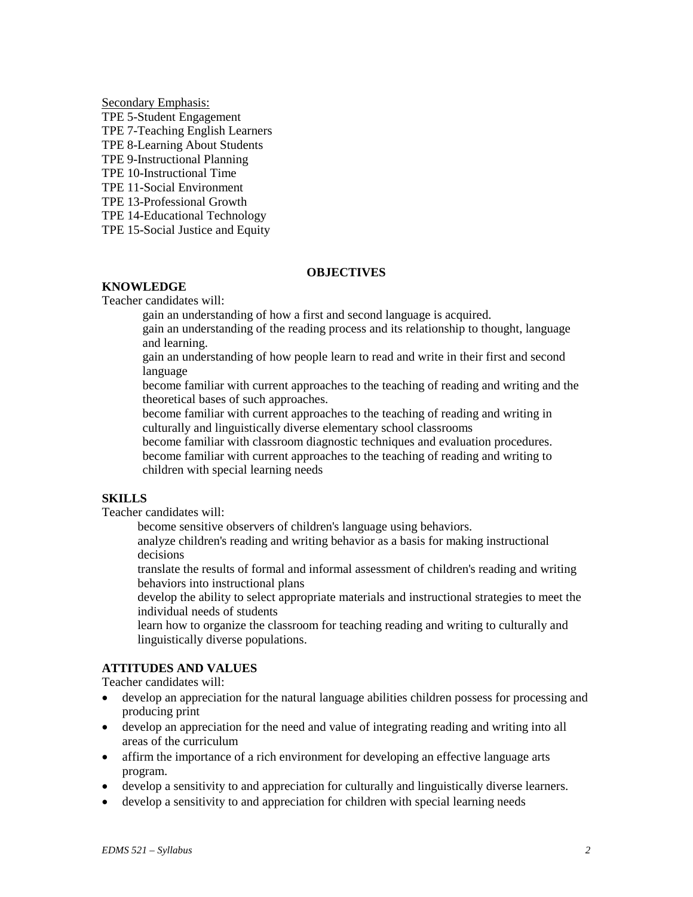Secondary Emphasis:
TPE 5-Student Engagement
TPE 7-Teaching English Learners
TPE 8-Learning About Students
TPE 9-Instructional Planning
TPE 10-Instructional Time
TPE 11-Social Environment
TPE 13-Professional Growth
TPE 14-Educational Technology
TPE 15-Social Justice and Equity

**OBJECTIVES**

**KNOWLEDGE**

Teacher candidates will:

- gain an understanding of how a first and second language is acquired.
- gain an understanding of the reading process and its relationship to thought, language and learning.
- gain an understanding of how people learn to read and write in their first and second language
- become familiar with current approaches to the teaching of reading and writing and the theoretical bases of such approaches.
- become familiar with current approaches to the teaching of reading and writing in culturally and linguistically diverse elementary school classrooms
- become familiar with classroom diagnostic techniques and evaluation procedures.
- become familiar with current approaches to the teaching of reading and writing to children with special learning needs

**SKILLS**

Teacher candidates will:

- become sensitive observers of children's language using behaviors.
- analyze children's reading and writing behavior as a basis for making instructional decisions
- translate the results of formal and informal assessment of children's reading and writing behaviors into instructional plans
- develop the ability to select appropriate materials and instructional strategies to meet the individual needs of students
- learn how to organize the classroom for teaching reading and writing to culturally and linguistically diverse populations.

**ATTITUDES AND VALUES**

Teacher candidates will:

- develop an appreciation for the natural language abilities children possess for processing and producing print
- develop an appreciation for the need and value of integrating reading and writing into all areas of the curriculum
- affirm the importance of a rich environment for developing an effective language arts program.
- develop a sensitivity to and appreciation for culturally and linguistically diverse learners.
- develop a sensitivity to and appreciation for children with special learning needs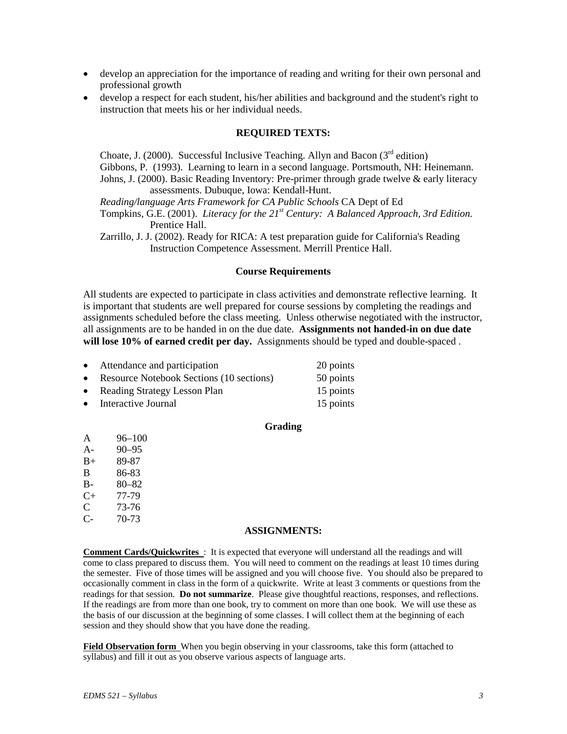- develop an appreciation for the importance of reading and writing for their own personal and professional growth
- develop a respect for each student, his/her abilities and background and the student's right to instruction that meets his or her individual needs.

### REQUIRED TEXTS:

Choate, J. (2000). Successful Inclusive Teaching. Allyn and Bacon (3rd edition)

Gibbons, P. (1993). Learning to learn in a second language. Portsmouth, NH: Heinemann.

Johns, J. (2000). Basic Reading Inventory: Pre-primer through grade twelve & early literacy assessments. Dubuque, Iowa: Kendall-Hunt.

*Reading/language Arts Framework for CA Public Schools* CA Dept of Ed

Tompkins, G.E. (2001). *Literacy for the 21st Century: A Balanced Approach, 3rd Edition.* Prentice Hall.

Zarrillo, J. J. (2002). Ready for RICA: A test preparation guide for California's Reading Instruction Competence Assessment. Merrill Prentice Hall.

### Course Requirements

All students are expected to participate in class activities and demonstrate reflective learning. It is important that students are well prepared for course sessions by completing the readings and assignments scheduled before the class meeting. Unless otherwise negotiated with the instructor, all assignments are to be handed in on the due date. **Assignments not handed-in on due date will lose 10% of earned credit per day.** Assignments should be typed and double-spaced .

- Attendance and participation — 20 points
- Resource Notebook Sections (10 sections) — 50 points
- Reading Strategy Lesson Plan — 15 points
- Interactive Journal — 15 points

### Grading

| | |
|---|---|
| A | 96–100 |
| A- | 90–95 |
| B+ | 89-87 |
| B | 86-83 |
| B- | 80–82 |
| C+ | 77-79 |
| C | 73-76 |
| C- | 70-73 |

### ASSIGNMENTS:

**Comment Cards/Quickwrites** : It is expected that everyone will understand all the readings and will come to class prepared to discuss them. You will need to comment on the readings at least 10 times during the semester. Five of those times will be assigned and you will choose five. You should also be prepared to occasionally comment in class in the form of a quickwrite. Write at least 3 comments or questions from the readings for that session. **Do not summarize**. Please give thoughtful reactions, responses, and reflections. If the readings are from more than one book, try to comment on more than one book. We will use these as the basis of our discussion at the beginning of some classes. I will collect them at the beginning of each session and they should show that you have done the reading.

**Field Observation form** When you begin observing in your classrooms, take this form (attached to syllabus) and fill it out as you observe various aspects of language arts.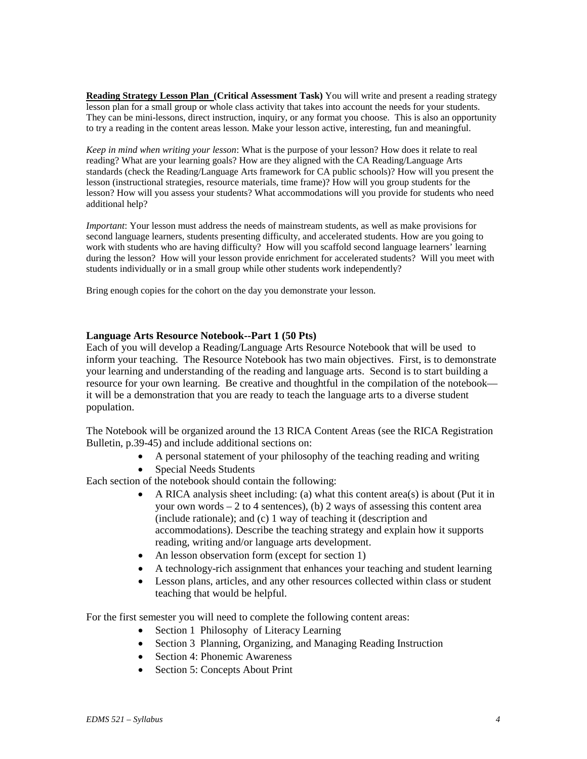**Reading Strategy Lesson Plan (Critical Assessment Task)** You will write and present a reading strategy lesson plan for a small group or whole class activity that takes into account the needs for your students. They can be mini-lessons, direct instruction, inquiry, or any format you choose. This is also an opportunity to try a reading in the content areas lesson. Make your lesson active, interesting, fun and meaningful.

*Keep in mind when writing your lesson*: What is the purpose of your lesson? How does it relate to real reading? What are your learning goals? How are they aligned with the CA Reading/Language Arts standards (check the Reading/Language Arts framework for CA public schools)? How will you present the lesson (instructional strategies, resource materials, time frame)? How will you group students for the lesson? How will you assess your students? What accommodations will you provide for students who need additional help?

*Important*: Your lesson must address the needs of mainstream students, as well as make provisions for second language learners, students presenting difficulty, and accelerated students. How are you going to work with students who are having difficulty? How will you scaffold second language learners' learning during the lesson? How will your lesson provide enrichment for accelerated students? Will you meet with students individually or in a small group while other students work independently?

Bring enough copies for the cohort on the day you demonstrate your lesson.

**Language Arts Resource Notebook--Part 1 (50 Pts)**

Each of you will develop a Reading/Language Arts Resource Notebook that will be used to inform your teaching. The Resource Notebook has two main objectives. First, is to demonstrate your learning and understanding of the reading and language arts. Second is to start building a resource for your own learning. Be creative and thoughtful in the compilation of the notebook—it will be a demonstration that you are ready to teach the language arts to a diverse student population.

The Notebook will be organized around the 13 RICA Content Areas (see the RICA Registration Bulletin, p.39-45) and include additional sections on:

- A personal statement of your philosophy of the teaching reading and writing
- Special Needs Students

Each section of the notebook should contain the following:

- A RICA analysis sheet including: (a) what this content area(s) is about (Put it in your own words – 2 to 4 sentences), (b) 2 ways of assessing this content area (include rationale); and (c) 1 way of teaching it (description and accommodations). Describe the teaching strategy and explain how it supports reading, writing and/or language arts development.
- An lesson observation form (except for section 1)
- A technology-rich assignment that enhances your teaching and student learning
- Lesson plans, articles, and any other resources collected within class or student teaching that would be helpful.

For the first semester you will need to complete the following content areas:

- Section 1 Philosophy of Literacy Learning
- Section 3 Planning, Organizing, and Managing Reading Instruction
- Section 4: Phonemic Awareness
- Section 5: Concepts About Print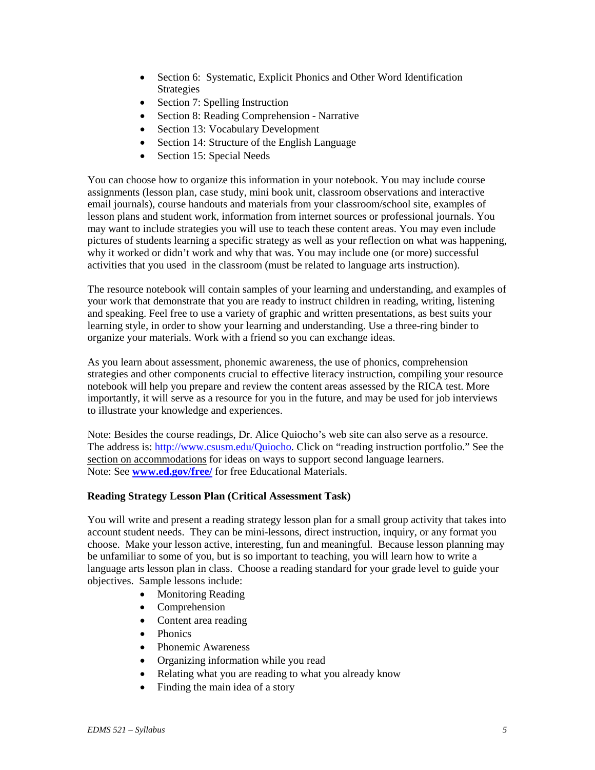- Section 6: Systematic, Explicit Phonics and Other Word Identification Strategies
- Section 7: Spelling Instruction
- Section 8: Reading Comprehension - Narrative
- Section 13: Vocabulary Development
- Section 14: Structure of the English Language
- Section 15: Special Needs

You can choose how to organize this information in your notebook. You may include course assignments (lesson plan, case study, mini book unit, classroom observations and interactive email journals), course handouts and materials from your classroom/school site, examples of lesson plans and student work, information from internet sources or professional journals. You may want to include strategies you will use to teach these content areas. You may even include pictures of students learning a specific strategy as well as your reflection on what was happening, why it worked or didn't work and why that was. You may include one (or more) successful activities that you used in the classroom (must be related to language arts instruction).

The resource notebook will contain samples of your learning and understanding, and examples of your work that demonstrate that you are ready to instruct children in reading, writing, listening and speaking. Feel free to use a variety of graphic and written presentations, as best suits your learning style, in order to show your learning and understanding. Use a three-ring binder to organize your materials. Work with a friend so you can exchange ideas.

As you learn about assessment, phonemic awareness, the use of phonics, comprehension strategies and other components crucial to effective literacy instruction, compiling your resource notebook will help you prepare and review the content areas assessed by the RICA test. More importantly, it will serve as a resource for you in the future, and may be used for job interviews to illustrate your knowledge and experiences.

Note: Besides the course readings, Dr. Alice Quiocho's web site can also serve as a resource. The address is: http://www.csusm.edu/Quiocho. Click on "reading instruction portfolio." See the section on accommodations for ideas on ways to support second language learners.
Note: See **www.ed.gov/free/** for free Educational Materials.

**Reading Strategy Lesson Plan (Critical Assessment Task)**

You will write and present a reading strategy lesson plan for a small group activity that takes into account student needs. They can be mini-lessons, direct instruction, inquiry, or any format you choose. Make your lesson active, interesting, fun and meaningful. Because lesson planning may be unfamiliar to some of you, but is so important to teaching, you will learn how to write a language arts lesson plan in class. Choose a reading standard for your grade level to guide your objectives. Sample lessons include:

- Monitoring Reading
- Comprehension
- Content area reading
- Phonics
- Phonemic Awareness
- Organizing information while you read
- Relating what you are reading to what you already know
- Finding the main idea of a story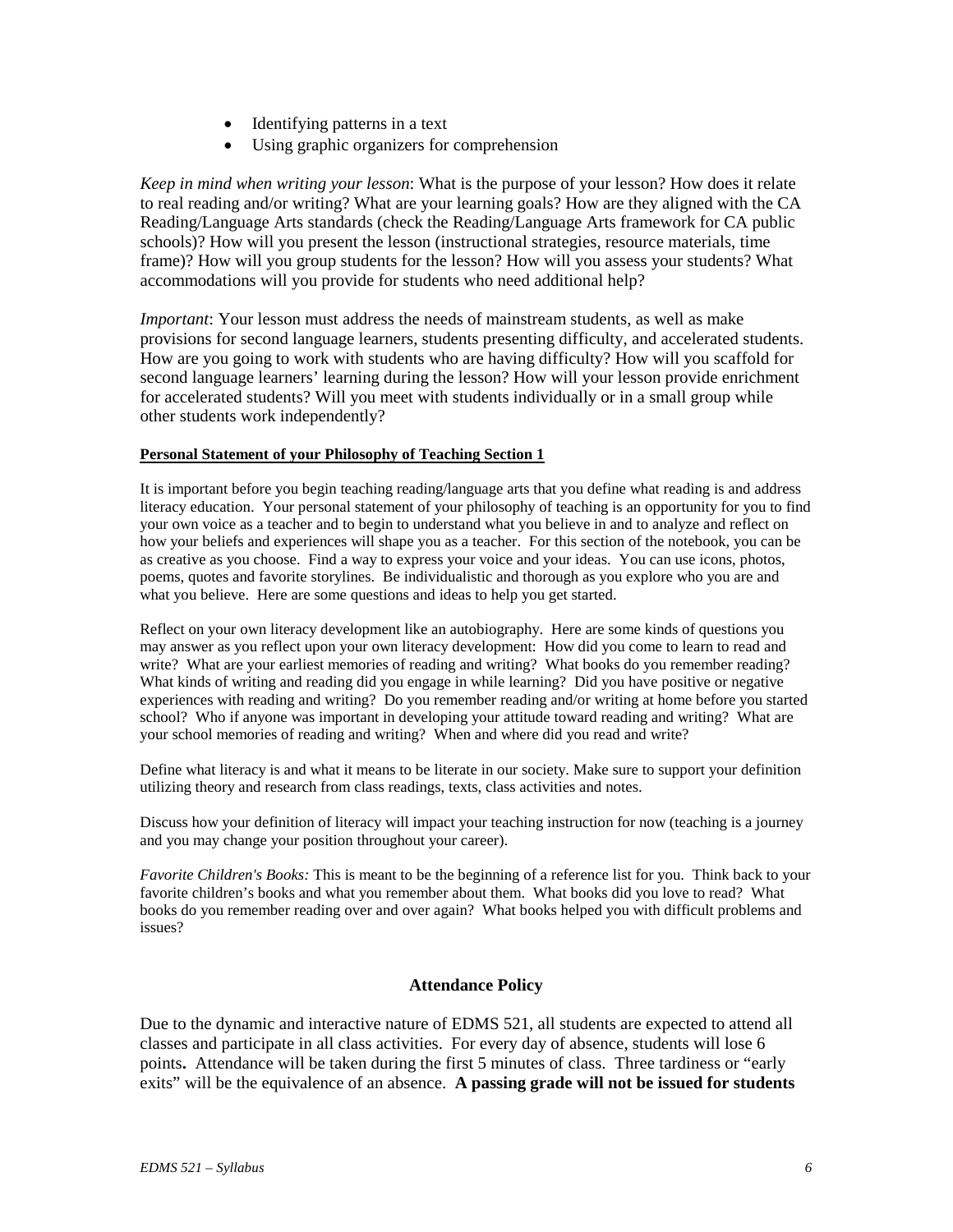- Identifying patterns in a text
- Using graphic organizers for comprehension

*Keep in mind when writing your lesson*: What is the purpose of your lesson? How does it relate to real reading and/or writing? What are your learning goals? How are they aligned with the CA Reading/Language Arts standards (check the Reading/Language Arts framework for CA public schools)? How will you present the lesson (instructional strategies, resource materials, time frame)? How will you group students for the lesson? How will you assess your students? What accommodations will you provide for students who need additional help?

*Important*: Your lesson must address the needs of mainstream students, as well as make provisions for second language learners, students presenting difficulty, and accelerated students. How are you going to work with students who are having difficulty? How will you scaffold for second language learners' learning during the lesson? How will your lesson provide enrichment for accelerated students? Will you meet with students individually or in a small group while other students work independently?

**Personal Statement of your Philosophy of Teaching Section 1**

It is important before you begin teaching reading/language arts that you define what reading is and address literacy education. Your personal statement of your philosophy of teaching is an opportunity for you to find your own voice as a teacher and to begin to understand what you believe in and to analyze and reflect on how your beliefs and experiences will shape you as a teacher. For this section of the notebook, you can be as creative as you choose. Find a way to express your voice and your ideas. You can use icons, photos, poems, quotes and favorite storylines. Be individualistic and thorough as you explore who you are and what you believe. Here are some questions and ideas to help you get started.

Reflect on your own literacy development like an autobiography. Here are some kinds of questions you may answer as you reflect upon your own literacy development: How did you come to learn to read and write? What are your earliest memories of reading and writing? What books do you remember reading? What kinds of writing and reading did you engage in while learning? Did you have positive or negative experiences with reading and writing? Do you remember reading and/or writing at home before you started school? Who if anyone was important in developing your attitude toward reading and writing? What are your school memories of reading and writing? When and where did you read and write?

Define what literacy is and what it means to be literate in our society. Make sure to support your definition utilizing theory and research from class readings, texts, class activities and notes.

Discuss how your definition of literacy will impact your teaching instruction for now (teaching is a journey and you may change your position throughout your career).

*Favorite Children's Books:* This is meant to be the beginning of a reference list for you. Think back to your favorite children's books and what you remember about them. What books did you love to read? What books do you remember reading over and over again? What books helped you with difficult problems and issues?

## Attendance Policy

Due to the dynamic and interactive nature of EDMS 521, all students are expected to attend all classes and participate in all class activities. For every day of absence, students will lose 6 points**.** Attendance will be taken during the first 5 minutes of class. Three tardiness or "early exits" will be the equivalence of an absence. **A passing grade will not be issued for students**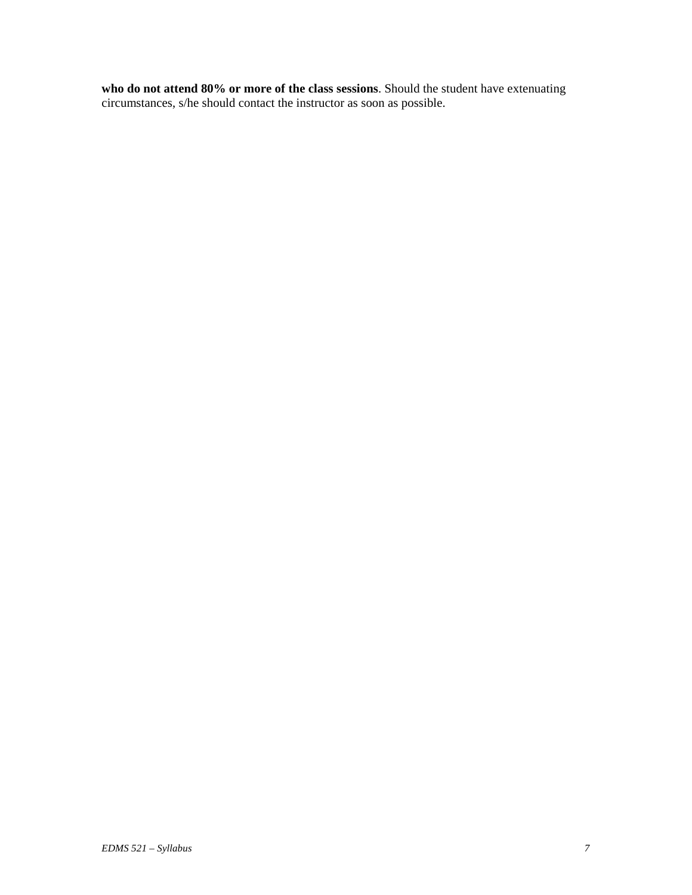**who do not attend 80% or more of the class sessions**. Should the student have extenuating circumstances, s/he should contact the instructor as soon as possible.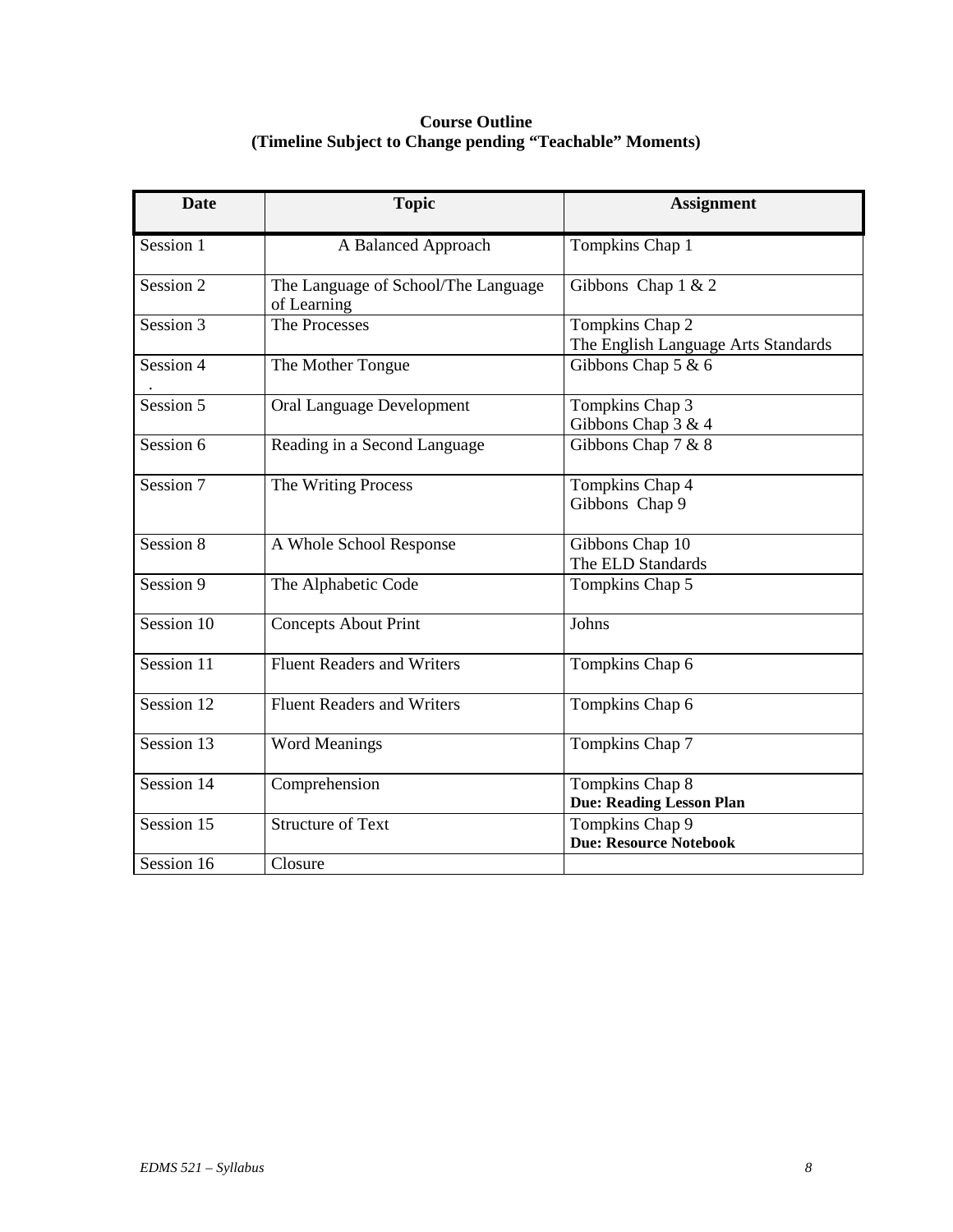**Course Outline**
**(Timeline Subject to Change pending "Teachable" Moments)**

| Date | Topic | Assignment |
|---|---|---|
| Session 1 | A Balanced Approach | Tompkins Chap 1 |
| Session 2 | The Language of School/The Language of Learning | Gibbons Chap 1 & 2 |
| Session 3 | The Processes | Tompkins Chap 2<br>The English Language Arts Standards |
| Session 4 | The Mother Tongue | Gibbons Chap 5 & 6 |
| Session 5 | Oral Language Development | Tompkins Chap 3<br>Gibbons Chap 3 & 4 |
| Session 6 | Reading in a Second Language | Gibbons Chap 7 & 8 |
| Session 7 | The Writing Process | Tompkins Chap 4<br>Gibbons Chap 9 |
| Session 8 | A Whole School Response | Gibbons Chap 10<br>The ELD Standards |
| Session 9 | The Alphabetic Code | Tompkins Chap 5 |
| Session 10 | Concepts About Print | Johns |
| Session 11 | Fluent Readers and Writers | Tompkins Chap 6 |
| Session 12 | Fluent Readers and Writers | Tompkins Chap 6 |
| Session 13 | Word Meanings | Tompkins Chap 7 |
| Session 14 | Comprehension | Tompkins Chap 8<br>**Due: Reading Lesson Plan** |
| Session 15 | Structure of Text | Tompkins Chap 9<br>**Due: Resource Notebook** |
| Session 16 | Closure | |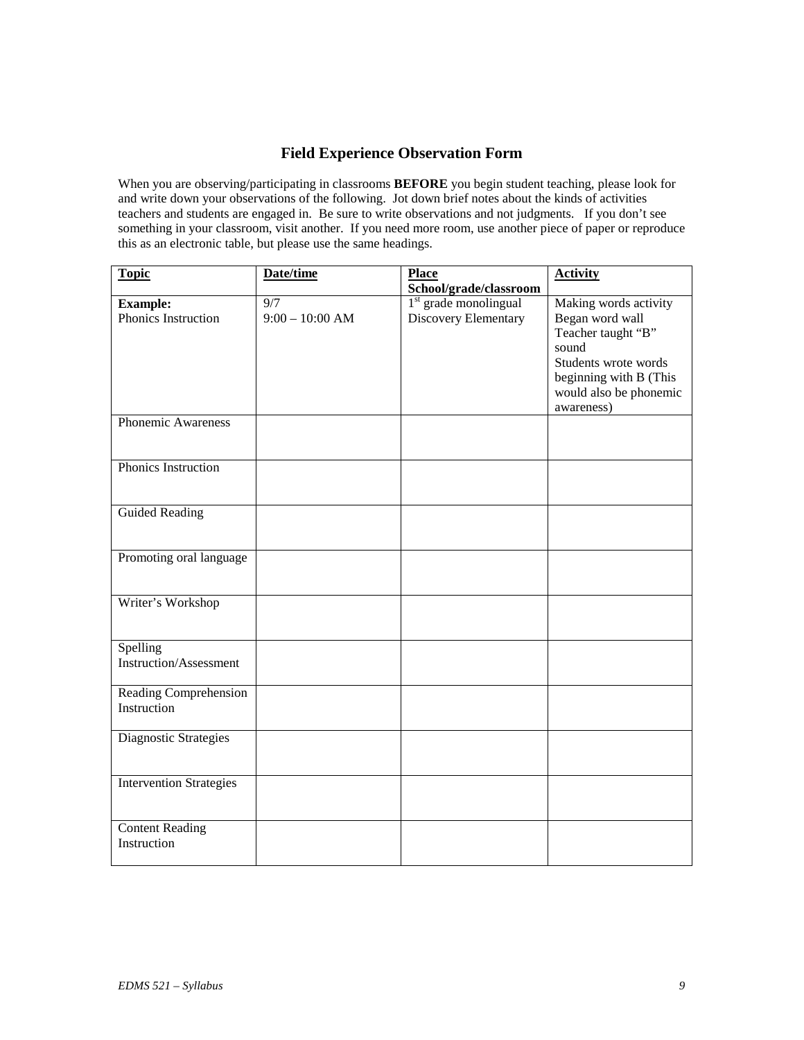## Field Experience Observation Form

When you are observing/participating in classrooms **BEFORE** you begin student teaching, please look for and write down your observations of the following. Jot down brief notes about the kinds of activities teachers and students are engaged in. Be sure to write observations and not judgments. If you don't see something in your classroom, visit another. If you need more room, use another piece of paper or reproduce this as an electronic table, but please use the same headings.

| **Topic** | **Date/time** | **Place School/grade/classroom** | **Activity** |
|---|---|---|---|
| **Example:** Phonics Instruction | 9/7 9:00 – 10:00 AM | 1st grade monolingual Discovery Elementary | Making words activity Began word wall Teacher taught "B" sound Students wrote words beginning with B (This would also be phonemic awareness) |
| Phonemic Awareness | | | |
| Phonics Instruction | | | |
| Guided Reading | | | |
| Promoting oral language | | | |
| Writer's Workshop | | | |
| Spelling Instruction/Assessment | | | |
| Reading Comprehension Instruction | | | |
| Diagnostic Strategies | | | |
| Intervention Strategies | | | |
| Content Reading Instruction | | | |